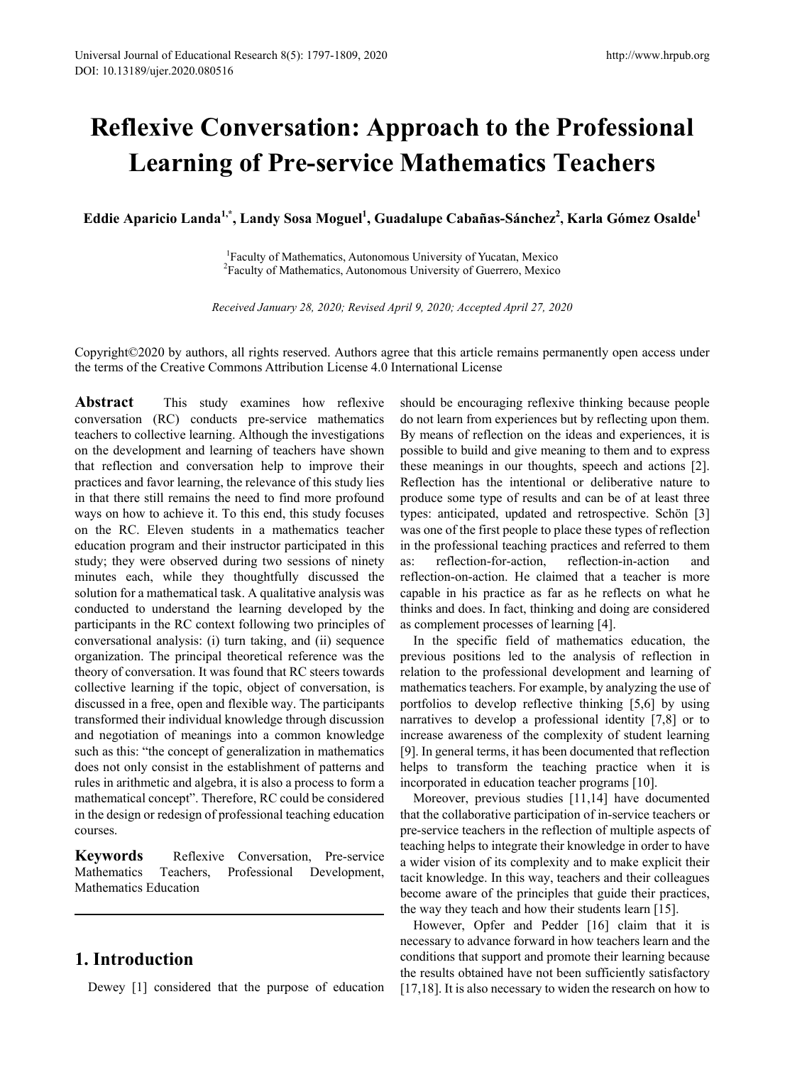# Reflexive Conversation: Approach to the Professional Learning of Pre-service Mathematics Teachers

**Eddie Aparicio Landa[1,*], Landy Sosa Moguel[1], Guadalupe Cabañas-Sánchez[2], Karla Gómez Osalde[1]**

[1]Faculty of Mathematics, Autonomous University of Yucatan, Mexico
[2]Faculty of Mathematics, Autonomous University of Guerrero, Mexico

*Received January 28, 2020; Revised April 9, 2020; Accepted April 27, 2020*

Copyright©2020 by authors, all rights reserved. Authors agree that this article remains permanently open access under the terms of the Creative Commons Attribution License 4.0 International License

**Abstract** This study examines how reflexive conversation (RC) conducts pre-service mathematics teachers to collective learning. Although the investigations on the development and learning of teachers have shown that reflection and conversation help to improve their practices and favor learning, the relevance of this study lies in that there still remains the need to find more profound ways on how to achieve it. To this end, this study focuses on the RC. Eleven students in a mathematics teacher education program and their instructor participated in this study; they were observed during two sessions of ninety minutes each, while they thoughtfully discussed the solution for a mathematical task. A qualitative analysis was conducted to understand the learning developed by the participants in the RC context following two principles of conversational analysis: (i) turn taking, and (ii) sequence organization. The principal theoretical reference was the theory of conversation. It was found that RC steers towards collective learning if the topic, object of conversation, is discussed in a free, open and flexible way. The participants transformed their individual knowledge through discussion and negotiation of meanings into a common knowledge such as this: "the concept of generalization in mathematics does not only consist in the establishment of patterns and rules in arithmetic and algebra, it is also a process to form a mathematical concept". Therefore, RC could be considered in the design or redesign of professional teaching education courses.

**Keywords** Reflexive Conversation, Pre-service Mathematics Teachers, Professional Development, Mathematics Education

## 1. Introduction

Dewey [1] considered that the purpose of education should be encouraging reflexive thinking because people do not learn from experiences but by reflecting upon them. By means of reflection on the ideas and experiences, it is possible to build and give meaning to them and to express these meanings in our thoughts, speech and actions [2]. Reflection has the intentional or deliberative nature to produce some type of results and can be of at least three types: anticipated, updated and retrospective. Schön [3] was one of the first people to place these types of reflection in the professional teaching practices and referred to them as: reflection-for-action, reflection-in-action and reflection-on-action. He claimed that a teacher is more capable in his practice as far as he reflects on what he thinks and does. In fact, thinking and doing are considered as complement processes of learning [4].

In the specific field of mathematics education, the previous positions led to the analysis of reflection in relation to the professional development and learning of mathematics teachers. For example, by analyzing the use of portfolios to develop reflective thinking [5,6] by using narratives to develop a professional identity [7,8] or to increase awareness of the complexity of student learning [9]. In general terms, it has been documented that reflection helps to transform the teaching practice when it is incorporated in education teacher programs [10].

Moreover, previous studies [11,14] have documented that the collaborative participation of in-service teachers or pre-service teachers in the reflection of multiple aspects of teaching helps to integrate their knowledge in order to have a wider vision of its complexity and to make explicit their tacit knowledge. In this way, teachers and their colleagues become aware of the principles that guide their practices, the way they teach and how their students learn [15].

However, Opfer and Pedder [16] claim that it is necessary to advance forward in how teachers learn and the conditions that support and promote their learning because the results obtained have not been sufficiently satisfactory [17,18]. It is also necessary to widen the research on how to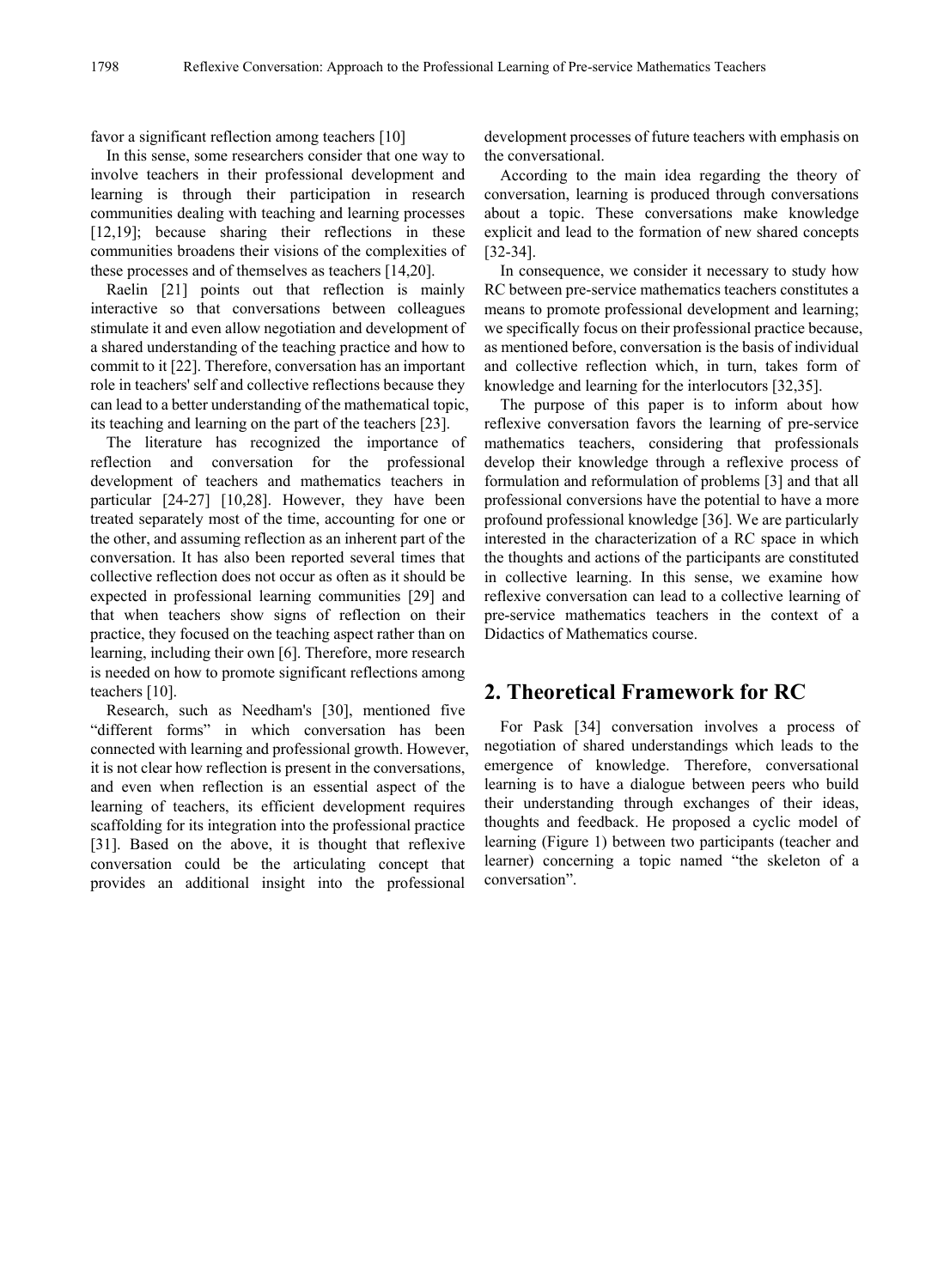favor a significant reflection among teachers [10]

In this sense, some researchers consider that one way to involve teachers in their professional development and learning is through their participation in research communities dealing with teaching and learning processes [12,19]; because sharing their reflections in these communities broadens their visions of the complexities of these processes and of themselves as teachers [14,20].

Raelin [21] points out that reflection is mainly interactive so that conversations between colleagues stimulate it and even allow negotiation and development of a shared understanding of the teaching practice and how to commit to it [22]. Therefore, conversation has an important role in teachers' self and collective reflections because they can lead to a better understanding of the mathematical topic, its teaching and learning on the part of the teachers [23].

The literature has recognized the importance of reflection and conversation for the professional development of teachers and mathematics teachers in particular [24-27] [10,28]. However, they have been treated separately most of the time, accounting for one or the other, and assuming reflection as an inherent part of the conversation. It has also been reported several times that collective reflection does not occur as often as it should be expected in professional learning communities [29] and that when teachers show signs of reflection on their practice, they focused on the teaching aspect rather than on learning, including their own [6]. Therefore, more research is needed on how to promote significant reflections among teachers [10].

Research, such as Needham's [30], mentioned five "different forms" in which conversation has been connected with learning and professional growth. However, it is not clear how reflection is present in the conversations, and even when reflection is an essential aspect of the learning of teachers, its efficient development requires scaffolding for its integration into the professional practice [31]. Based on the above, it is thought that reflexive conversation could be the articulating concept that provides an additional insight into the professional development processes of future teachers with emphasis on the conversational.

According to the main idea regarding the theory of conversation, learning is produced through conversations about a topic. These conversations make knowledge explicit and lead to the formation of new shared concepts [32-34].

In consequence, we consider it necessary to study how RC between pre-service mathematics teachers constitutes a means to promote professional development and learning; we specifically focus on their professional practice because, as mentioned before, conversation is the basis of individual and collective reflection which, in turn, takes form of knowledge and learning for the interlocutors [32,35].

The purpose of this paper is to inform about how reflexive conversation favors the learning of pre-service mathematics teachers, considering that professionals develop their knowledge through a reflexive process of formulation and reformulation of problems [3] and that all professional conversions have the potential to have a more profound professional knowledge [36]. We are particularly interested in the characterization of a RC space in which the thoughts and actions of the participants are constituted in collective learning. In this sense, we examine how reflexive conversation can lead to a collective learning of pre-service mathematics teachers in the context of a Didactics of Mathematics course.

## 2. Theoretical Framework for RC

For Pask [34] conversation involves a process of negotiation of shared understandings which leads to the emergence of knowledge. Therefore, conversational learning is to have a dialogue between peers who build their understanding through exchanges of their ideas, thoughts and feedback. He proposed a cyclic model of learning (Figure 1) between two participants (teacher and learner) concerning a topic named "the skeleton of a conversation".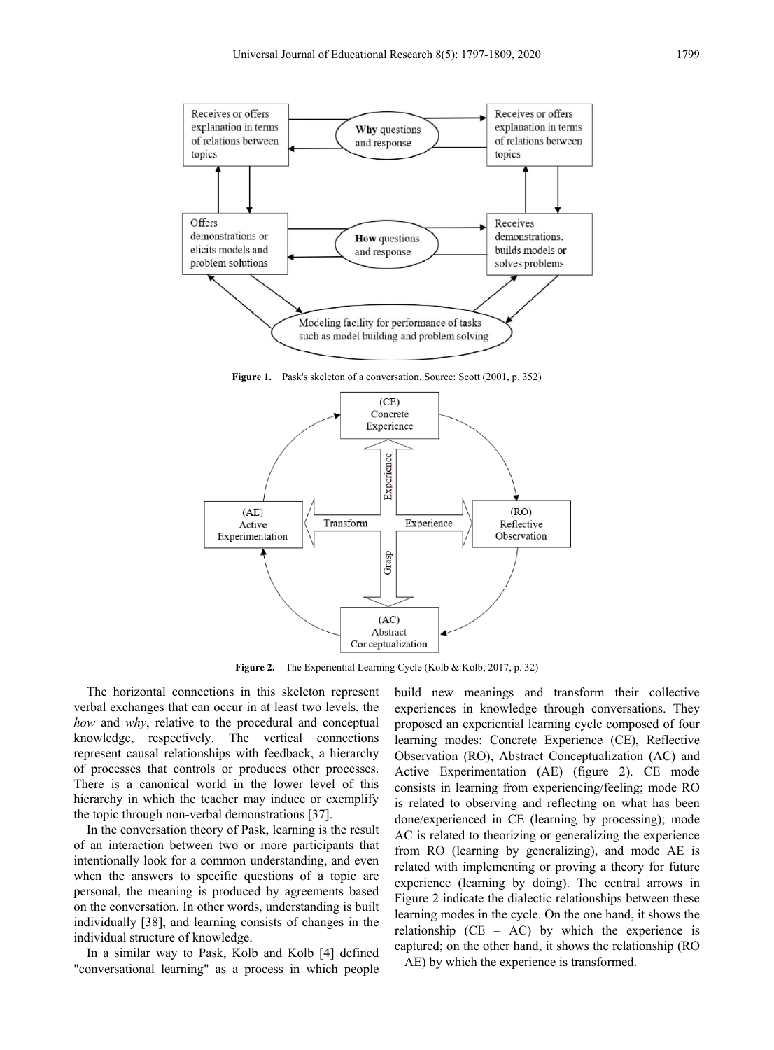Receives or offers explanation in terms of relations between topics

**Why** questions and response

Receives or offers explanation in terms of relations between topics

Offers demonstrations or elicits models and problem solutions

**How** questions and response

Receives demonstrations, builds models or solves problems

Modeling facility for performance of tasks such as model building and problem solving

**Figure 1.** Pask's skeleton of a conversation. Source: Scott (2001, p. 352)

(CE) Concrete Experience

(AE) Active Experimentation

(RO) Reflective Observation

(AC) Abstract Conceptualization

Experience

Transform

Experience

Grasp

**Figure 2.** The Experiential Learning Cycle (Kolb & Kolb, 2017, p. 32)

The horizontal connections in this skeleton represent verbal exchanges that can occur in at least two levels, the *how* and *why*, relative to the procedural and conceptual knowledge, respectively. The vertical connections represent causal relationships with feedback, a hierarchy of processes that controls or produces other processes. There is a canonical world in the lower level of this hierarchy in which the teacher may induce or exemplify the topic through non-verbal demonstrations [37].

In the conversation theory of Pask, learning is the result of an interaction between two or more participants that intentionally look for a common understanding, and even when the answers to specific questions of a topic are personal, the meaning is produced by agreements based on the conversation. In other words, understanding is built individually [38], and learning consists of changes in the individual structure of knowledge.

In a similar way to Pask, Kolb and Kolb [4] defined "conversational learning" as a process in which people build new meanings and transform their collective experiences in knowledge through conversations. They proposed an experiential learning cycle composed of four learning modes: Concrete Experience (CE), Reflective Observation (RO), Abstract Conceptualization (AC) and Active Experimentation (AE) (figure 2). CE mode consists in learning from experiencing/feeling; mode RO is related to observing and reflecting on what has been done/experienced in CE (learning by processing); mode AC is related to theorizing or generalizing the experience from RO (learning by generalizing), and mode AE is related with implementing or proving a theory for future experience (learning by doing). The central arrows in Figure 2 indicate the dialectic relationships between these learning modes in the cycle. On the one hand, it shows the relationship (CE – AC) by which the experience is captured; on the other hand, it shows the relationship (RO – AE) by which the experience is transformed.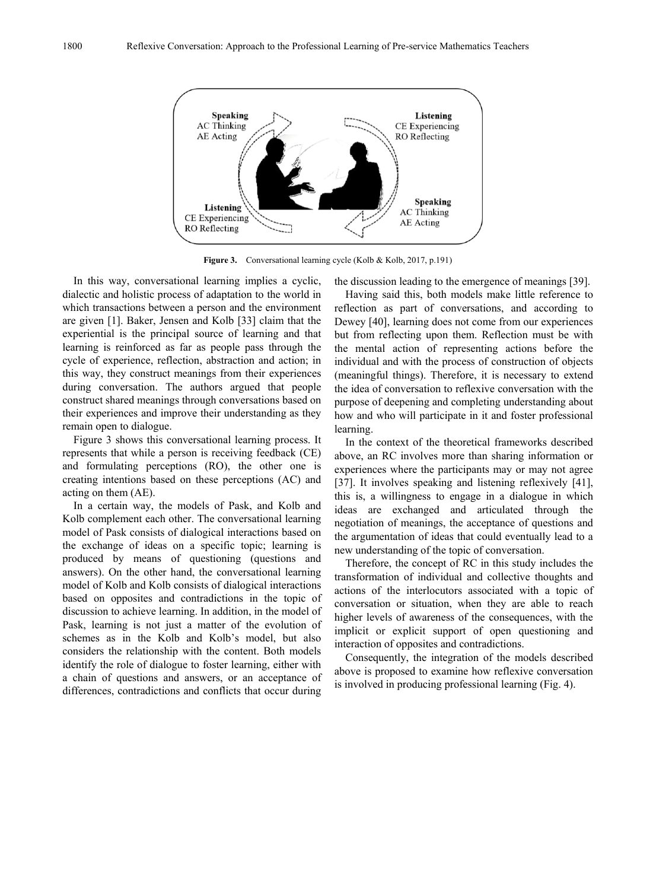Speaking
AC Thinking
AE Acting

Listening
CE Experiencing
RO Reflecting

Listening
CE Experiencing
RO Reflecting

Speaking
AC Thinking
AE Acting

**Figure 3.** Conversational learning cycle (Kolb & Kolb, 2017, p.191)

In this way, conversational learning implies a cyclic, dialectic and holistic process of adaptation to the world in which transactions between a person and the environment are given [1]. Baker, Jensen and Kolb [33] claim that the experiential is the principal source of learning and that learning is reinforced as far as people pass through the cycle of experience, reflection, abstraction and action; in this way, they construct meanings from their experiences during conversation. The authors argued that people construct shared meanings through conversations based on their experiences and improve their understanding as they remain open to dialogue.

Figure 3 shows this conversational learning process. It represents that while a person is receiving feedback (CE) and formulating perceptions (RO), the other one is creating intentions based on these perceptions (AC) and acting on them (AE).

In a certain way, the models of Pask, and Kolb and Kolb complement each other. The conversational learning model of Pask consists of dialogical interactions based on the exchange of ideas on a specific topic; learning is produced by means of questioning (questions and answers). On the other hand, the conversational learning model of Kolb and Kolb consists of dialogical interactions based on opposites and contradictions in the topic of discussion to achieve learning. In addition, in the model of Pask, learning is not just a matter of the evolution of schemes as in the Kolb and Kolb's model, but also considers the relationship with the content. Both models identify the role of dialogue to foster learning, either with a chain of questions and answers, or an acceptance of differences, contradictions and conflicts that occur during the discussion leading to the emergence of meanings [39].

Having said this, both models make little reference to reflection as part of conversations, and according to Dewey [40], learning does not come from our experiences but from reflecting upon them. Reflection must be with the mental action of representing actions before the individual and with the process of construction of objects (meaningful things). Therefore, it is necessary to extend the idea of conversation to reflexive conversation with the purpose of deepening and completing understanding about how and who will participate in it and foster professional learning.

In the context of the theoretical frameworks described above, an RC involves more than sharing information or experiences where the participants may or may not agree [37]. It involves speaking and listening reflexively [41], this is, a willingness to engage in a dialogue in which ideas are exchanged and articulated through the negotiation of meanings, the acceptance of questions and the argumentation of ideas that could eventually lead to a new understanding of the topic of conversation.

Therefore, the concept of RC in this study includes the transformation of individual and collective thoughts and actions of the interlocutors associated with a topic of conversation or situation, when they are able to reach higher levels of awareness of the consequences, with the implicit or explicit support of open questioning and interaction of opposites and contradictions.

Consequently, the integration of the models described above is proposed to examine how reflexive conversation is involved in producing professional learning (Fig. 4).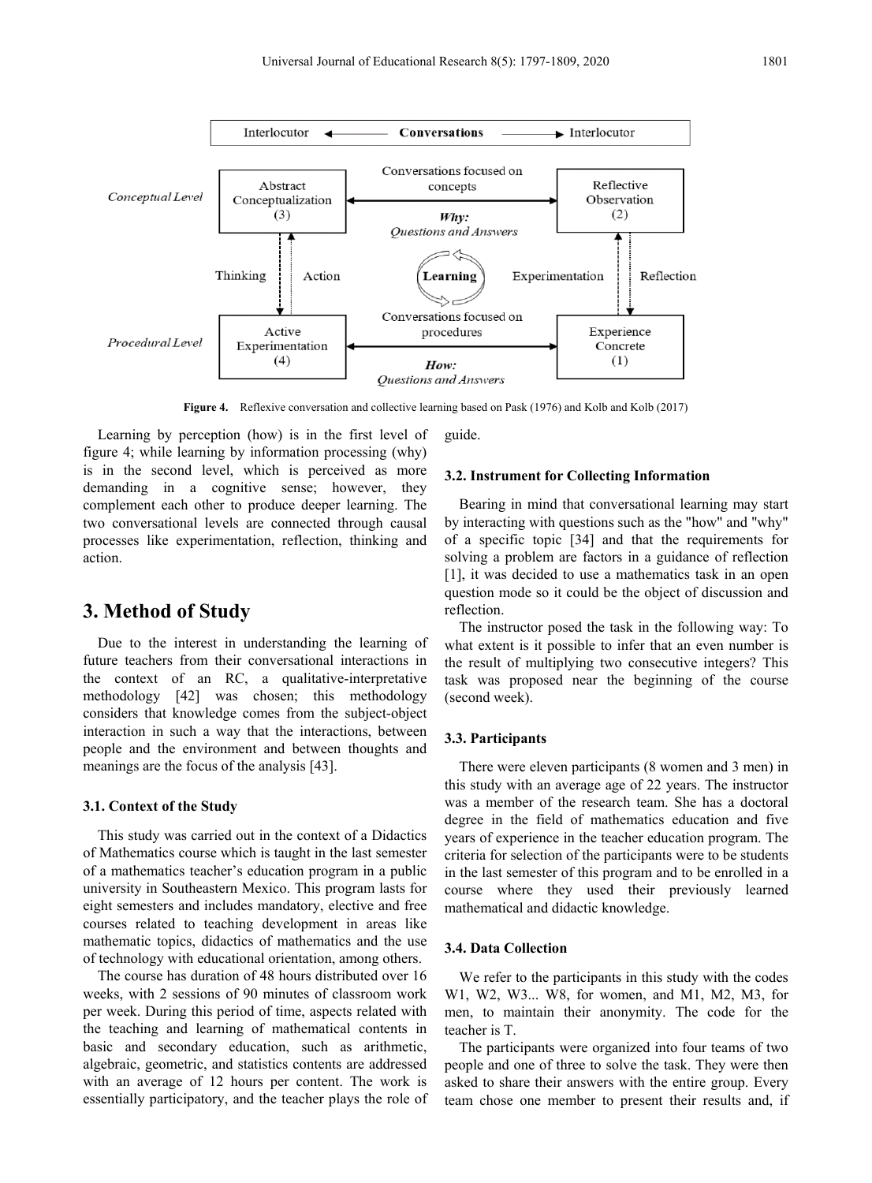Figure 4. Reflexive conversation and collective learning based on Pask (1976) and Kolb and Kolb (2017)

Learning by perception (how) is in the first level of figure 4; while learning by information processing (why) is in the second level, which is perceived as more demanding in a cognitive sense; however, they complement each other to produce deeper learning. The two conversational levels are connected through causal processes like experimentation, reflection, thinking and action.

# 3. Method of Study

Due to the interest in understanding the learning of future teachers from their conversational interactions in the context of an RC, a qualitative-interpretative methodology [42] was chosen; this methodology considers that knowledge comes from the subject-object interaction in such a way that the interactions, between people and the environment and between thoughts and meanings are the focus of the analysis [43].

### 3.1. Context of the Study

This study was carried out in the context of a Didactics of Mathematics course which is taught in the last semester of a mathematics teacher's education program in a public university in Southeastern Mexico. This program lasts for eight semesters and includes mandatory, elective and free courses related to teaching development in areas like mathematic topics, didactics of mathematics and the use of technology with educational orientation, among others.

The course has duration of 48 hours distributed over 16 weeks, with 2 sessions of 90 minutes of classroom work per week. During this period of time, aspects related with the teaching and learning of mathematical contents in basic and secondary education, such as arithmetic, algebraic, geometric, and statistics contents are addressed with an average of 12 hours per content. The work is essentially participatory, and the teacher plays the role of guide.

### 3.2. Instrument for Collecting Information

Bearing in mind that conversational learning may start by interacting with questions such as the "how" and "why" of a specific topic [34] and that the requirements for solving a problem are factors in a guidance of reflection [1], it was decided to use a mathematics task in an open question mode so it could be the object of discussion and reflection.

The instructor posed the task in the following way: To what extent is it possible to infer that an even number is the result of multiplying two consecutive integers? This task was proposed near the beginning of the course (second week).

### 3.3. Participants

There were eleven participants (8 women and 3 men) in this study with an average age of 22 years. The instructor was a member of the research team. She has a doctoral degree in the field of mathematics education and five years of experience in the teacher education program. The criteria for selection of the participants were to be students in the last semester of this program and to be enrolled in a course where they used their previously learned mathematical and didactic knowledge.

### 3.4. Data Collection

We refer to the participants in this study with the codes W1, W2, W3... W8, for women, and M1, M2, M3, for men, to maintain their anonymity. The code for the teacher is T.

The participants were organized into four teams of two people and one of three to solve the task. They were then asked to share their answers with the entire group. Every team chose one member to present their results and, if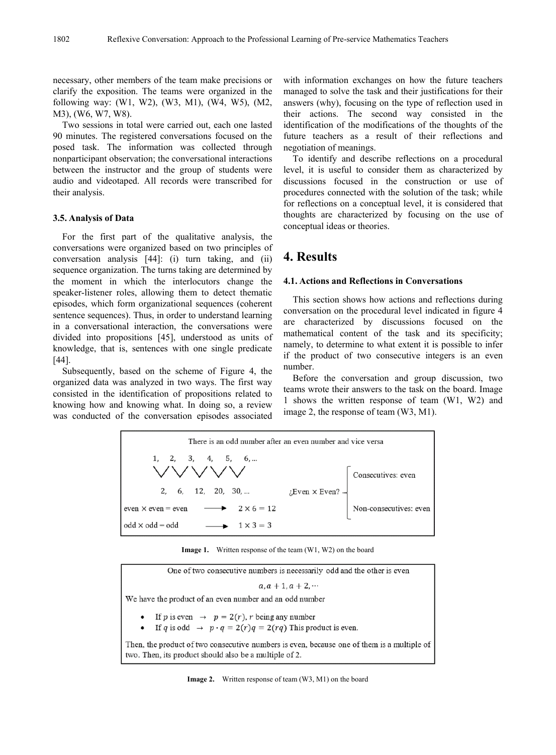necessary, other members of the team make precisions or clarify the exposition. The teams were organized in the following way: (W1, W2), (W3, M1), (W4, W5), (M2, M3), (W6, W7, W8).

Two sessions in total were carried out, each one lasted 90 minutes. The registered conversations focused on the posed task. The information was collected through nonparticipant observation; the conversational interactions between the instructor and the group of students were audio and videotaped. All records were transcribed for their analysis.

### 3.5. Analysis of Data

For the first part of the qualitative analysis, the conversations were organized based on two principles of conversation analysis [44]: (i) turn taking, and (ii) sequence organization. The turns taking are determined by the moment in which the interlocutors change the speaker-listener roles, allowing them to detect thematic episodes, which form organizational sequences (coherent sentence sequences). Thus, in order to understand learning in a conversational interaction, the conversations were divided into propositions [45], understood as units of knowledge, that is, sentences with one single predicate [44].

Subsequently, based on the scheme of Figure 4, the organized data was analyzed in two ways. The first way consisted in the identification of propositions related to knowing how and knowing what. In doing so, a review was conducted of the conversation episodes associated with information exchanges on how the future teachers managed to solve the task and their justifications for their answers (why), focusing on the type of reflection used in their actions. The second way consisted in the identification of the modifications of the thoughts of the future teachers as a result of their reflections and negotiation of meanings.

To identify and describe reflections on a procedural level, it is useful to consider them as characterized by discussions focused in the construction or use of procedures connected with the solution of the task; while for reflections on a conceptual level, it is considered that thoughts are characterized by focusing on the use of conceptual ideas or theories.

## 4. Results

### 4.1. Actions and Reflections in Conversations

This section shows how actions and reflections during conversation on the procedural level indicated in figure 4 are characterized by discussions focused on the mathematical content of the task and its specificity; namely, to determine to what extent it is possible to infer if the product of two consecutive integers is an even number.

Before the conversation and group discussion, two teams wrote their answers to the task on the board. Image 1 shows the written response of team (W1, W2) and image 2, the response of team (W3, M1).

There is an odd number after an even number and vice versa

1, 2, 3, 4, 5, 6, ...

2, 6, 12, 20, 30, ...

¿Even × Even? — Consecutives: even; Non-consecutives: even

even × even = even ⟶ $2 \times 6 = 12$

odd × odd = odd ⟶ $1 \times 3 = 3$

**Image 1.** Written response of the team (W1, W2) on the board

One of two consecutive numbers is necessarily odd and the other is even

$a, a+1, a+2, \cdots$

We have the product of an even number and an odd number

- If $p$ is even $\rightarrow$ $p = 2(r)$, $r$ being any number
- If $q$ is odd $\rightarrow$ $p \cdot q = 2(r)q = 2(rq)$ This product is even.

Then, the product of two consecutive numbers is even, because one of them is a multiple of two. Then, its product should also be a multiple of 2.

**Image 2.** Written response of team (W3, M1) on the board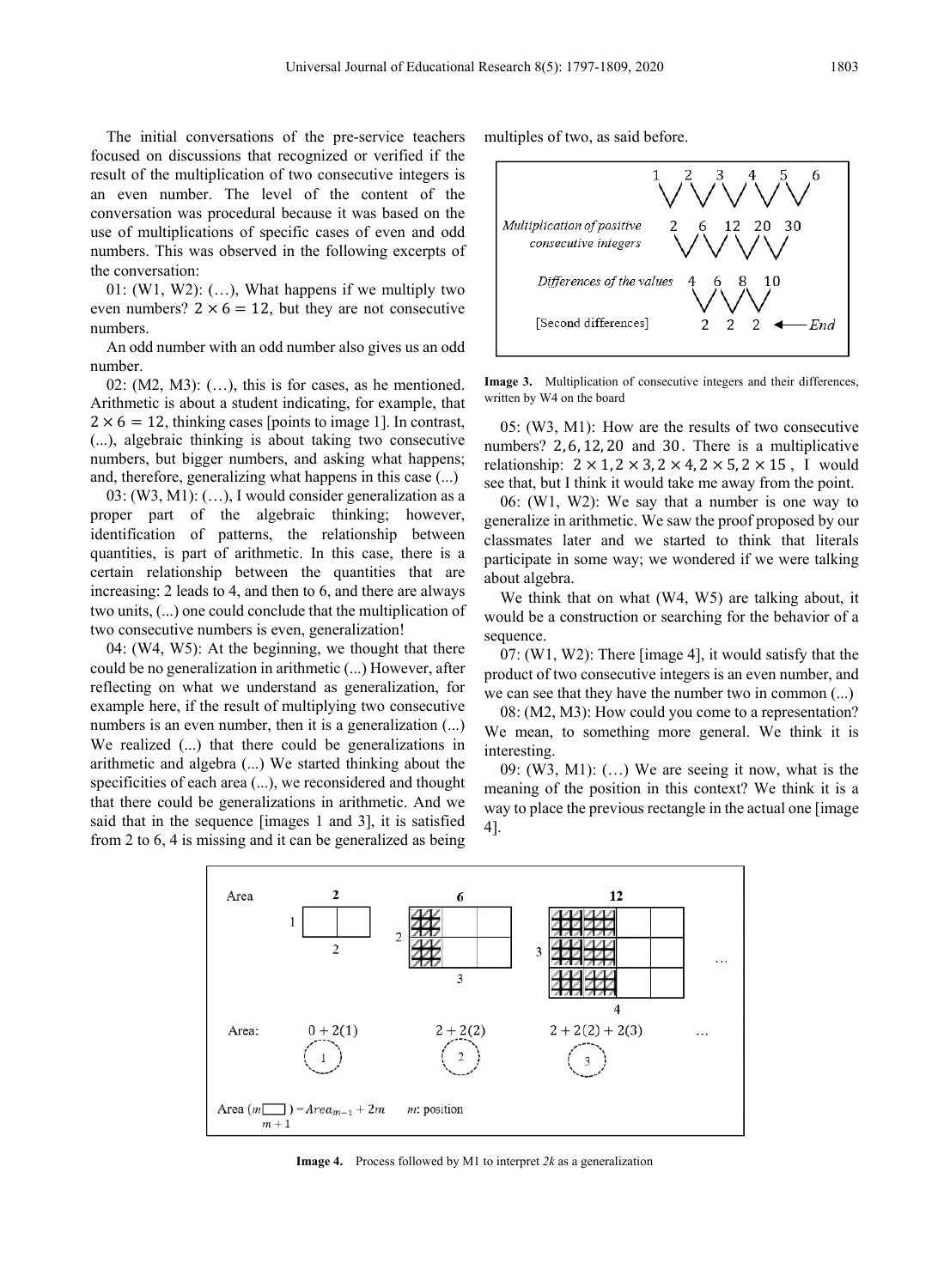The initial conversations of the pre-service teachers focused on discussions that recognized or verified if the result of the multiplication of two consecutive integers is an even number. The level of the content of the conversation was procedural because it was based on the use of multiplications of specific cases of even and odd numbers. This was observed in the following excerpts of the conversation:

01: (W1, W2): (…), What happens if we multiply two even numbers? $2 \times 6 = 12$, but they are not consecutive numbers.

An odd number with an odd number also gives us an odd number.

02: (M2, M3): (…), this is for cases, as he mentioned. Arithmetic is about a student indicating, for example, that $2 \times 6 = 12$, thinking cases [points to image 1]. In contrast, (...), algebraic thinking is about taking two consecutive numbers, but bigger numbers, and asking what happens; and, therefore, generalizing what happens in this case (...)

03: (W3, M1): (…), I would consider generalization as a proper part of the algebraic thinking; however, identification of patterns, the relationship between quantities, is part of arithmetic. In this case, there is a certain relationship between the quantities that are increasing: 2 leads to 4, and then to 6, and there are always two units, (...) one could conclude that the multiplication of two consecutive numbers is even, generalization!

04: (W4, W5): At the beginning, we thought that there could be no generalization in arithmetic (...) However, after reflecting on what we understand as generalization, for example here, if the result of multiplying two consecutive numbers is an even number, then it is a generalization (...) We realized (...) that there could be generalizations in arithmetic and algebra (...) We started thinking about the specificities of each area (...), we reconsidered and thought that there could be generalizations in arithmetic. And we said that in the sequence [images 1 and 3], it is satisfied from 2 to 6, 4 is missing and it can be generalized as being multiples of two, as said before.

| | 1 2 3 4 5 6 |
|---|---|
| *Multiplication of positive consecutive integers* | 2 6 12 20 30 |
| *Differences of the values* | 4 6 8 10 |
| [Second differences] | 2 2 2 ← *End* |

**Image 3.** Multiplication of consecutive integers and their differences, written by W4 on the board

05: (W3, M1): How are the results of two consecutive numbers? $2, 6, 12, 20$ and $30$. There is a multiplicative relationship: $2 \times 1, 2 \times 3, 2 \times 4, 2 \times 5, 2 \times 15$, I would see that, but I think it would take me away from the point.

06: (W1, W2): We say that a number is one way to generalize in arithmetic. We saw the proof proposed by our classmates later and we started to think that literals participate in some way; we wondered if we were talking about algebra.

We think that on what (W4, W5) are talking about, it would be a construction or searching for the behavior of a sequence.

07: (W1, W2): There [image 4], it would satisfy that the product of two consecutive integers is an even number, and we can see that they have the number two in common (...)

08: (M2, M3): How could you come to a representation? We mean, to something more general. We think it is interesting.

09: (W3, M1): (…) We are seeing it now, what is the meaning of the position in this context? We think it is a way to place the previous rectangle in the actual one [image 4].

Area: 2, 6, 12, …

Area: $0 + 2(1)$ (1), $2 + 2(2)$ (2), $2 + 2(2) + 2(3)$ (3) …

Area ($m \times (m+1)$) $= Area_{m-1} + 2m$ $\quad$ $m$: position

**Image 4.** Process followed by M1 to interpret *2k* as a generalization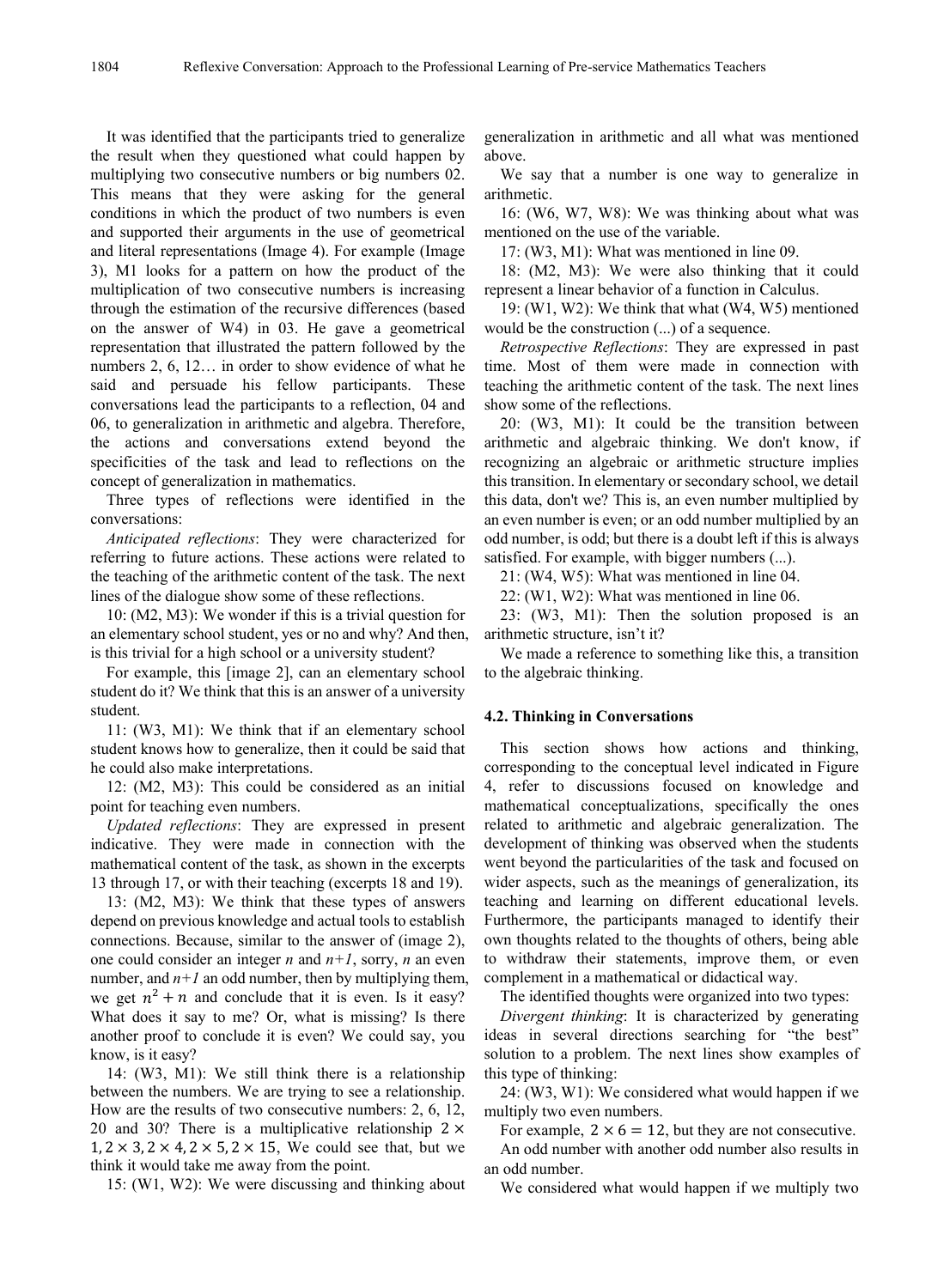It was identified that the participants tried to generalize the result when they questioned what could happen by multiplying two consecutive numbers or big numbers 02. This means that they were asking for the general conditions in which the product of two numbers is even and supported their arguments in the use of geometrical and literal representations (Image 4). For example (Image 3), M1 looks for a pattern on how the product of the multiplication of two consecutive numbers is increasing through the estimation of the recursive differences (based on the answer of W4) in 03. He gave a geometrical representation that illustrated the pattern followed by the numbers 2, 6, 12… in order to show evidence of what he said and persuade his fellow participants. These conversations lead the participants to a reflection, 04 and 06, to generalization in arithmetic and algebra. Therefore, the actions and conversations extend beyond the specificities of the task and lead to reflections on the concept of generalization in mathematics.

Three types of reflections were identified in the conversations:

*Anticipated reflections*: They were characterized for referring to future actions. These actions were related to the teaching of the arithmetic content of the task. The next lines of the dialogue show some of these reflections.

10: (M2, M3): We wonder if this is a trivial question for an elementary school student, yes or no and why? And then, is this trivial for a high school or a university student?

For example, this [image 2], can an elementary school student do it? We think that this is an answer of a university student.

11: (W3, M1): We think that if an elementary school student knows how to generalize, then it could be said that he could also make interpretations.

12: (M2, M3): This could be considered as an initial point for teaching even numbers.

*Updated reflections*: They are expressed in present indicative. They were made in connection with the mathematical content of the task, as shown in the excerpts 13 through 17, or with their teaching (excerpts 18 and 19).

13: (M2, M3): We think that these types of answers depend on previous knowledge and actual tools to establish connections. Because, similar to the answer of (image 2), one could consider an integer $n$ and $n+1$, sorry, $n$ an even number, and $n+1$ an odd number, then by multiplying them, we get $n^2 + n$ and conclude that it is even. Is it easy? What does it say to me? Or, what is missing? Is there another proof to conclude it is even? We could say, you know, is it easy?

14: (W3, M1): We still think there is a relationship between the numbers. We are trying to see a relationship. How are the results of two consecutive numbers: 2, 6, 12, 20 and 30? There is a multiplicative relationship $2 \times 1, 2 \times 3, 2 \times 4, 2 \times 5, 2 \times 15$, We could see that, but we think it would take me away from the point.

15: (W1, W2): We were discussing and thinking about generalization in arithmetic and all what was mentioned above.

We say that a number is one way to generalize in arithmetic.

16: (W6, W7, W8): We was thinking about what was mentioned on the use of the variable.

17: (W3, M1): What was mentioned in line 09.

18: (M2, M3): We were also thinking that it could represent a linear behavior of a function in Calculus.

19: (W1, W2): We think that what (W4, W5) mentioned would be the construction (...) of a sequence.

*Retrospective Reflections*: They are expressed in past time. Most of them were made in connection with teaching the arithmetic content of the task. The next lines show some of the reflections.

20: (W3, M1): It could be the transition between arithmetic and algebraic thinking. We don't know, if recognizing an algebraic or arithmetic structure implies this transition. In elementary or secondary school, we detail this data, don't we? This is, an even number multiplied by an even number is even; or an odd number multiplied by an odd number, is odd; but there is a doubt left if this is always satisfied. For example, with bigger numbers (...).

21: (W4, W5): What was mentioned in line 04.

22: (W1, W2): What was mentioned in line 06.

23: (W3, M1): Then the solution proposed is an arithmetic structure, isn't it?

We made a reference to something like this, a transition to the algebraic thinking.

### 4.2. Thinking in Conversations

This section shows how actions and thinking, corresponding to the conceptual level indicated in Figure 4, refer to discussions focused on knowledge and mathematical conceptualizations, specifically the ones related to arithmetic and algebraic generalization. The development of thinking was observed when the students went beyond the particularities of the task and focused on wider aspects, such as the meanings of generalization, its teaching and learning on different educational levels. Furthermore, the participants managed to identify their own thoughts related to the thoughts of others, being able to withdraw their statements, improve them, or even complement in a mathematical or didactical way.

The identified thoughts were organized into two types:

*Divergent thinking*: It is characterized by generating ideas in several directions searching for "the best" solution to a problem. The next lines show examples of this type of thinking:

24: (W3, W1): We considered what would happen if we multiply two even numbers.

For example, $2 \times 6 = 12$, but they are not consecutive.

An odd number with another odd number also results in an odd number.

We considered what would happen if we multiply two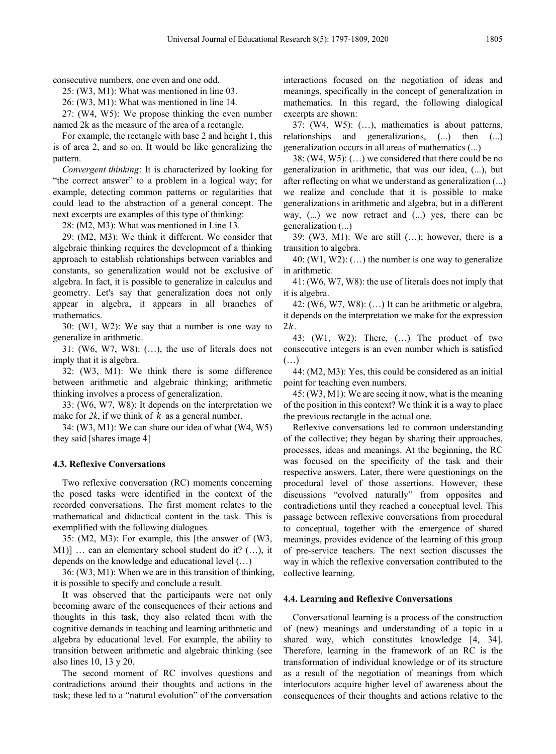consecutive numbers, one even and one odd.

25: (W3, M1): What was mentioned in line 03.

26: (W3, M1): What was mentioned in line 14.

27: (W4, W5): We propose thinking the even number named 2k as the measure of the area of a rectangle.

For example, the rectangle with base 2 and height 1, this is of area 2, and so on. It would be like generalizing the pattern.

*Convergent thinking*: It is characterized by looking for "the correct answer" to a problem in a logical way; for example, detecting common patterns or regularities that could lead to the abstraction of a general concept. The next excerpts are examples of this type of thinking:

28: (M2, M3): What was mentioned in Line 13.

29: (M2, M3): We think it different. We consider that algebraic thinking requires the development of a thinking approach to establish relationships between variables and constants, so generalization would not be exclusive of algebra. In fact, it is possible to generalize in calculus and geometry. Let's say that generalization does not only appear in algebra, it appears in all branches of mathematics.

30: (W1, W2): We say that a number is one way to generalize in arithmetic.

31: (W6, W7, W8): (…), the use of literals does not imply that it is algebra.

32: (W3, M1): We think there is some difference between arithmetic and algebraic thinking; arithmetic thinking involves a process of generalization.

33: (W6, W7, W8): It depends on the interpretation we make for *2k*, if we think of $k$ as a general number.

34: (W3, M1): We can share our idea of what (W4, W5) they said [shares image 4]

### 4.3. Reflexive Conversations

Two reflexive conversation (RC) moments concerning the posed tasks were identified in the context of the recorded conversations. The first moment relates to the mathematical and didactical content in the task. This is exemplified with the following dialogues.

35: (M2, M3): For example, this [the answer of (W3, M1)] … can an elementary school student do it? (…), it depends on the knowledge and educational level (…)

36: (W3, M1): When we are in this transition of thinking, it is possible to specify and conclude a result.

It was observed that the participants were not only becoming aware of the consequences of their actions and thoughts in this task, they also related them with the cognitive demands in teaching and learning arithmetic and algebra by educational level. For example, the ability to transition between arithmetic and algebraic thinking (see also lines 10, 13 y 20.

The second moment of RC involves questions and contradictions around their thoughts and actions in the task; these led to a "natural evolution" of the conversation interactions focused on the negotiation of ideas and meanings, specifically in the concept of generalization in mathematics. In this regard, the following dialogical excerpts are shown:

37: (W4, W5): (…), mathematics is about patterns, relationships and generalizations, (...) then (...) generalization occurs in all areas of mathematics (...)

38: (W4, W5): (…) we considered that there could be no generalization in arithmetic, that was our idea, (...), but after reflecting on what we understand as generalization (...) we realize and conclude that it is possible to make generalizations in arithmetic and algebra, but in a different way, (...) we now retract and (...) yes, there can be generalization (...)

39: (W3, M1): We are still (…); however, there is a transition to algebra.

40: (W1, W2): (…) the number is one way to generalize in arithmetic.

41: (W6, W7, W8): the use of literals does not imply that it is algebra.

42: (W6, W7, W8): (…) It can be arithmetic or algebra, it depends on the interpretation we make for the expression $2k$.

43: (W1, W2): There, (…) The product of two consecutive integers is an even number which is satisfied (…)

44: (M2, M3): Yes, this could be considered as an initial point for teaching even numbers.

45: (W3, M1): We are seeing it now, what is the meaning of the position in this context? We think it is a way to place the previous rectangle in the actual one.

Reflexive conversations led to common understanding of the collective; they began by sharing their approaches, processes, ideas and meanings. At the beginning, the RC was focused on the specificity of the task and their respective answers. Later, there were questionings on the procedural level of those assertions. However, these discussions "evolved naturally" from opposites and contradictions until they reached a conceptual level. This passage between reflexive conversations from procedural to conceptual, together with the emergence of shared meanings, provides evidence of the learning of this group of pre-service teachers. The next section discusses the way in which the reflexive conversation contributed to the collective learning.

### 4.4. Learning and Reflexive Conversations

Conversational learning is a process of the construction of (new) meanings and understanding of a topic in a shared way, which constitutes knowledge [4, 34]. Therefore, learning in the framework of an RC is the transformation of individual knowledge or of its structure as a result of the negotiation of meanings from which interlocutors acquire higher level of awareness about the consequences of their thoughts and actions relative to the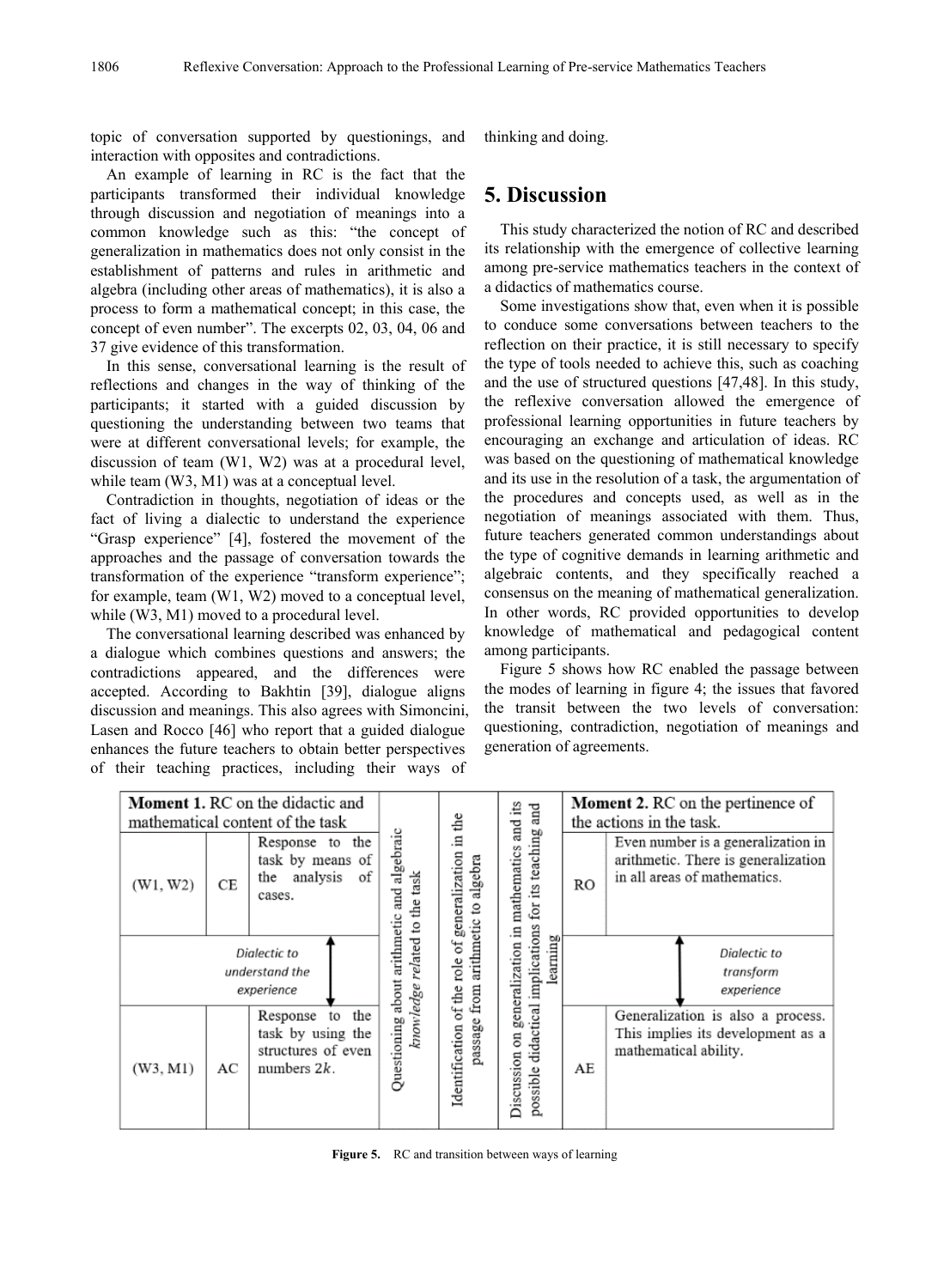topic of conversation supported by questionings, and interaction with opposites and contradictions.

An example of learning in RC is the fact that the participants transformed their individual knowledge through discussion and negotiation of meanings into a common knowledge such as this: "the concept of generalization in mathematics does not only consist in the establishment of patterns and rules in arithmetic and algebra (including other areas of mathematics), it is also a process to form a mathematical concept; in this case, the concept of even number". The excerpts 02, 03, 04, 06 and 37 give evidence of this transformation.

In this sense, conversational learning is the result of reflections and changes in the way of thinking of the participants; it started with a guided discussion by questioning the understanding between two teams that were at different conversational levels; for example, the discussion of team (W1, W2) was at a procedural level, while team (W3, M1) was at a conceptual level.

Contradiction in thoughts, negotiation of ideas or the fact of living a dialectic to understand the experience "Grasp experience" [4], fostered the movement of the approaches and the passage of conversation towards the transformation of the experience "transform experience"; for example, team (W1, W2) moved to a conceptual level, while (W3, M1) moved to a procedural level.

The conversational learning described was enhanced by a dialogue which combines questions and answers; the contradictions appeared, and the differences were accepted. According to Bakhtin [39], dialogue aligns discussion and meanings. This also agrees with Simoncini, Lasen and Rocco [46] who report that a guided dialogue enhances the future teachers to obtain better perspectives of their teaching practices, including their ways of thinking and doing.

# 5. Discussion

This study characterized the notion of RC and described its relationship with the emergence of collective learning among pre-service mathematics teachers in the context of a didactics of mathematics course.

Some investigations show that, even when it is possible to conduce some conversations between teachers to the reflection on their practice, it is still necessary to specify the type of tools needed to achieve this, such as coaching and the use of structured questions [47,48]. In this study, the reflexive conversation allowed the emergence of professional learning opportunities in future teachers by encouraging an exchange and articulation of ideas. RC was based on the questioning of mathematical knowledge and its use in the resolution of a task, the argumentation of the procedures and concepts used, as well as in the negotiation of meanings associated with them. Thus, future teachers generated common understandings about the type of cognitive demands in learning arithmetic and algebraic contents, and they specifically reached a consensus on the meaning of mathematical generalization. In other words, RC provided opportunities to develop knowledge of mathematical and pedagogical content among participants.

Figure 5 shows how RC enabled the passage between the modes of learning in figure 4; the issues that favored the transit between the two levels of conversation: questioning, contradiction, negotiation of meanings and generation of agreements.

| **Moment 1.** RC on the didactic and mathematical content of the task | | | Questioning about arithmetic and algebraic *knowledge related* to the task | Identification of the role of generalization in the passage from arithmetic to algebra | Discussion on generalization in mathematics and its possible didactical implications for its teaching and learning | **Moment 2.** RC on the pertinence of the actions in the task. | |
|---|---|---|---|---|---|---|---|
| (W1, W2) | CE | Response to the task by means of the analysis of cases. | | | | RO | Even number is a generalization in arithmetic. There is generalization in all areas of mathematics. |
| *Dialectic to understand the experience* ↕ | | | | | | *Dialectic to transform experience* ↕ | |
| (W3, M1) | AC | Response to the task by using the structures of even numbers $2k$. | | | | AE | Generalization is also a process. This implies its development as a mathematical ability. |

**Figure 5.** RC and transition between ways of learning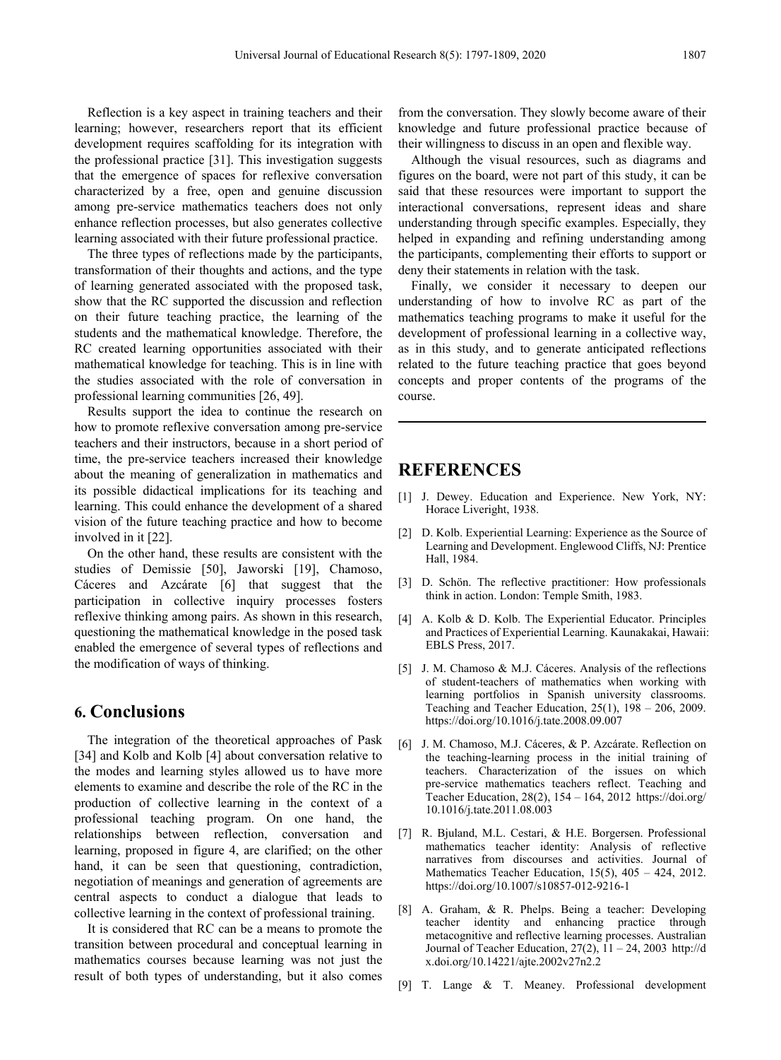Reflection is a key aspect in training teachers and their learning; however, researchers report that its efficient development requires scaffolding for its integration with the professional practice [31]. This investigation suggests that the emergence of spaces for reflexive conversation characterized by a free, open and genuine discussion among pre-service mathematics teachers does not only enhance reflection processes, but also generates collective learning associated with their future professional practice.

The three types of reflections made by the participants, transformation of their thoughts and actions, and the type of learning generated associated with the proposed task, show that the RC supported the discussion and reflection on their future teaching practice, the learning of the students and the mathematical knowledge. Therefore, the RC created learning opportunities associated with their mathematical knowledge for teaching. This is in line with the studies associated with the role of conversation in professional learning communities [26, 49].

Results support the idea to continue the research on how to promote reflexive conversation among pre-service teachers and their instructors, because in a short period of time, the pre-service teachers increased their knowledge about the meaning of generalization in mathematics and its possible didactical implications for its teaching and learning. This could enhance the development of a shared vision of the future teaching practice and how to become involved in it [22].

On the other hand, these results are consistent with the studies of Demissie [50], Jaworski [19], Chamoso, Cáceres and Azcárate [6] that suggest that the participation in collective inquiry processes fosters reflexive thinking among pairs. As shown in this research, questioning the mathematical knowledge in the posed task enabled the emergence of several types of reflections and the modification of ways of thinking.

## 6. Conclusions

The integration of the theoretical approaches of Pask [34] and Kolb and Kolb [4] about conversation relative to the modes and learning styles allowed us to have more elements to examine and describe the role of the RC in the production of collective learning in the context of a professional teaching program. On one hand, the relationships between reflection, conversation and learning, proposed in figure 4, are clarified; on the other hand, it can be seen that questioning, contradiction, negotiation of meanings and generation of agreements are central aspects to conduct a dialogue that leads to collective learning in the context of professional training.

It is considered that RC can be a means to promote the transition between procedural and conceptual learning in mathematics courses because learning was not just the result of both types of understanding, but it also comes from the conversation. They slowly become aware of their knowledge and future professional practice because of their willingness to discuss in an open and flexible way.

Although the visual resources, such as diagrams and figures on the board, were not part of this study, it can be said that these resources were important to support the interactional conversations, represent ideas and share understanding through specific examples. Especially, they helped in expanding and refining understanding among the participants, complementing their efforts to support or deny their statements in relation with the task.

Finally, we consider it necessary to deepen our understanding of how to involve RC as part of the mathematics teaching programs to make it useful for the development of professional learning in a collective way, as in this study, and to generate anticipated reflections related to the future teaching practice that goes beyond concepts and proper contents of the programs of the course.

# REFERENCES

[1] J. Dewey. Education and Experience. New York, NY: Horace Liveright, 1938.

[2] D. Kolb. Experiential Learning: Experience as the Source of Learning and Development. Englewood Cliffs, NJ: Prentice Hall, 1984.

[3] D. Schön. The reflective practitioner: How professionals think in action. London: Temple Smith, 1983.

[4] A. Kolb & D. Kolb. The Experiential Educator. Principles and Practices of Experiential Learning. Kaunakakai, Hawaii: EBLS Press, 2017.

[5] J. M. Chamoso & M.J. Cáceres. Analysis of the reflections of student-teachers of mathematics when working with learning portfolios in Spanish university classrooms. Teaching and Teacher Education, 25(1), 198 – 206, 2009. https://doi.org/10.1016/j.tate.2008.09.007

[6] J. M. Chamoso, M.J. Cáceres, & P. Azcárate. Reflection on the teaching-learning process in the initial training of teachers. Characterization of the issues on which pre-service mathematics teachers reflect. Teaching and Teacher Education, 28(2), 154 – 164, 2012 https://doi.org/10.1016/j.tate.2011.08.003

[7] R. Bjuland, M.L. Cestari, & H.E. Borgersen. Professional mathematics teacher identity: Analysis of reflective narratives from discourses and activities. Journal of Mathematics Teacher Education, 15(5), 405 – 424, 2012. https://doi.org/10.1007/s10857-012-9216-1

[8] A. Graham, & R. Phelps. Being a teacher: Developing teacher identity and enhancing practice through metacognitive and reflective learning processes. Australian Journal of Teacher Education, 27(2), 11 – 24, 2003 http://dx.doi.org/10.14221/ajte.2002v27n2.2

[9] T. Lange & T. Meaney. Professional development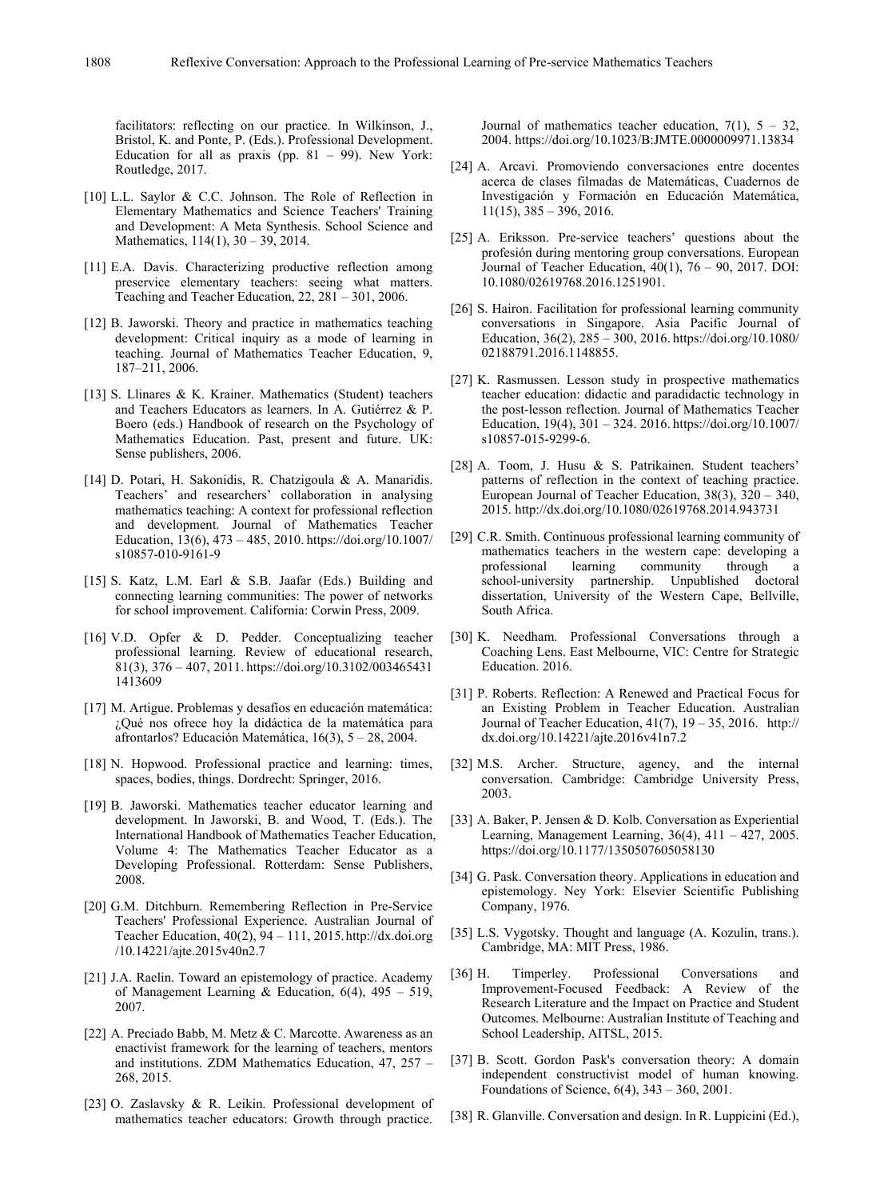facilitators: reflecting on our practice. In Wilkinson, J., Bristol, K. and Ponte, P. (Eds.). Professional Development. Education for all as praxis (pp. 81 – 99). New York: Routledge, 2017.

[10] L.L. Saylor & C.C. Johnson. The Role of Reflection in Elementary Mathematics and Science Teachers' Training and Development: A Meta Synthesis. School Science and Mathematics, 114(1), 30 – 39, 2014.

[11] E.A. Davis. Characterizing productive reflection among preservice elementary teachers: seeing what matters. Teaching and Teacher Education, 22, 281 – 301, 2006.

[12] B. Jaworski. Theory and practice in mathematics teaching development: Critical inquiry as a mode of learning in teaching. Journal of Mathematics Teacher Education, 9, 187–211, 2006.

[13] S. Llinares & K. Krainer. Mathematics (Student) teachers and Teachers Educators as learners. In A. Gutiérrez & P. Boero (eds.) Handbook of research on the Psychology of Mathematics Education. Past, present and future. UK: Sense publishers, 2006.

[14] D. Potari, H. Sakonidis, R. Chatzigoula & A. Manaridis. Teachers' and researchers' collaboration in analysing mathematics teaching: A context for professional reflection and development. Journal of Mathematics Teacher Education, 13(6), 473 – 485, 2010. https://doi.org/10.1007/s10857-010-9161-9

[15] S. Katz, L.M. Earl & S.B. Jaafar (Eds.) Building and connecting learning communities: The power of networks for school improvement. California: Corwin Press, 2009.

[16] V.D. Opfer & D. Pedder. Conceptualizing teacher professional learning. Review of educational research, 81(3), 376 – 407, 2011. https://doi.org/10.3102/0034654311413609

[17] M. Artigue. Problemas y desafíos en educación matemática: ¿Qué nos ofrece hoy la didáctica de la matemática para afrontarlos? Educación Matemática, 16(3), 5 – 28, 2004.

[18] N. Hopwood. Professional practice and learning: times, spaces, bodies, things. Dordrecht: Springer, 2016.

[19] B. Jaworski. Mathematics teacher educator learning and development. In Jaworski, B. and Wood, T. (Eds.). The International Handbook of Mathematics Teacher Education, Volume 4: The Mathematics Teacher Educator as a Developing Professional. Rotterdam: Sense Publishers, 2008.

[20] G.M. Ditchburn. Remembering Reflection in Pre-Service Teachers' Professional Experience. Australian Journal of Teacher Education, 40(2), 94 – 111, 2015. http://dx.doi.org/10.14221/ajte.2015v40n2.7

[21] J.A. Raelin. Toward an epistemology of practice. Academy of Management Learning & Education, 6(4), 495 – 519, 2007.

[22] A. Preciado Babb, M. Metz & C. Marcotte. Awareness as an enactivist framework for the learning of teachers, mentors and institutions. ZDM Mathematics Education, 47, 257 – 268, 2015.

[23] O. Zaslavsky & R. Leikin. Professional development of mathematics teacher educators: Growth through practice. Journal of mathematics teacher education, 7(1), 5 – 32, 2004. https://doi.org/10.1023/B:JMTE.0000009971.13834

[24] A. Arcavi. Promoviendo conversaciones entre docentes acerca de clases filmadas de Matemáticas, Cuadernos de Investigación y Formación en Educación Matemática, 11(15), 385 – 396, 2016.

[25] A. Eriksson. Pre-service teachers' questions about the profesión during mentoring group conversations. European Journal of Teacher Education, 40(1), 76 – 90, 2017. DOI: 10.1080/02619768.2016.1251901.

[26] S. Hairon. Facilitation for professional learning community conversations in Singapore. Asia Pacific Journal of Education, 36(2), 285 – 300, 2016. https://doi.org/10.1080/02188791.2016.1148855.

[27] K. Rasmussen. Lesson study in prospective mathematics teacher education: didactic and paradidactic technology in the post-lesson reflection. Journal of Mathematics Teacher Education, 19(4), 301 – 324. 2016. https://doi.org/10.1007/s10857-015-9299-6.

[28] A. Toom, J. Husu & S. Patrikainen. Student teachers' patterns of reflection in the context of teaching practice. European Journal of Teacher Education, 38(3), 320 – 340, 2015. http://dx.doi.org/10.1080/02619768.2014.943731

[29] C.R. Smith. Continuous professional learning community of mathematics teachers in the western cape: developing a professional learning community through a school-university partnership. Unpublished doctoral dissertation, University of the Western Cape, Bellville, South Africa.

[30] K. Needham. Professional Conversations through a Coaching Lens. East Melbourne, VIC: Centre for Strategic Education. 2016.

[31] P. Roberts. Reflection: A Renewed and Practical Focus for an Existing Problem in Teacher Education. Australian Journal of Teacher Education, 41(7), 19 – 35, 2016. http://dx.doi.org/10.14221/ajte.2016v41n7.2

[32] M.S. Archer. Structure, agency, and the internal conversation. Cambridge: Cambridge University Press, 2003.

[33] A. Baker, P. Jensen & D. Kolb. Conversation as Experiential Learning, Management Learning, 36(4), 411 – 427, 2005. https://doi.org/10.1177/1350507605058130

[34] G. Pask. Conversation theory. Applications in education and epistemology. Ney York: Elsevier Scientific Publishing Company, 1976.

[35] L.S. Vygotsky. Thought and language (A. Kozulin, trans.). Cambridge, MA: MIT Press, 1986.

[36] H. Timperley. Professional Conversations and Improvement-Focused Feedback: A Review of the Research Literature and the Impact on Practice and Student Outcomes. Melbourne: Australian Institute of Teaching and School Leadership, AITSL, 2015.

[37] B. Scott. Gordon Pask's conversation theory: A domain independent constructivist model of human knowing. Foundations of Science, 6(4), 343 – 360, 2001.

[38] R. Glanville. Conversation and design. In R. Luppicini (Ed.),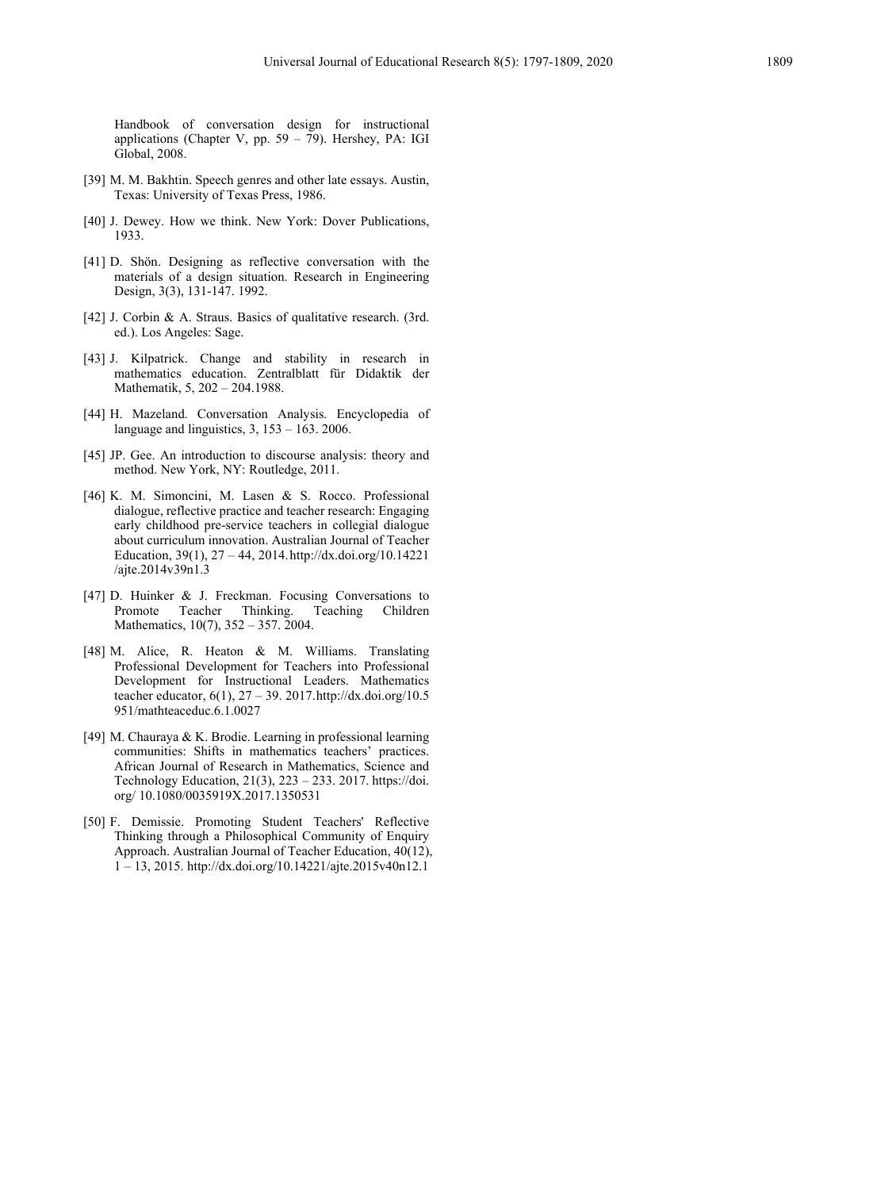Handbook of conversation design for instructional applications (Chapter V, pp. 59 – 79). Hershey, PA: IGI Global, 2008.

[39] M. M. Bakhtin. Speech genres and other late essays. Austin, Texas: University of Texas Press, 1986.

[40] J. Dewey. How we think. New York: Dover Publications, 1933.

[41] D. Shön. Designing as reflective conversation with the materials of a design situation. Research in Engineering Design, 3(3), 131-147. 1992.

[42] J. Corbin & A. Straus. Basics of qualitative research. (3rd. ed.). Los Angeles: Sage.

[43] J. Kilpatrick. Change and stability in research in mathematics education. Zentralblatt für Didaktik der Mathematik, 5, 202 – 204.1988.

[44] H. Mazeland. Conversation Analysis. Encyclopedia of language and linguistics, 3, 153 – 163. 2006.

[45] JP. Gee. An introduction to discourse analysis: theory and method. New York, NY: Routledge, 2011.

[46] K. M. Simoncini, M. Lasen & S. Rocco. Professional dialogue, reflective practice and teacher research: Engaging early childhood pre-service teachers in collegial dialogue about curriculum innovation. Australian Journal of Teacher Education, 39(1), 27 – 44, 2014. http://dx.doi.org/10.14221/ajte.2014v39n1.3

[47] D. Huinker & J. Freckman. Focusing Conversations to Promote Teacher Thinking. Teaching Children Mathematics, 10(7), 352 – 357. 2004.

[48] M. Alice, R. Heaton & M. Williams. Translating Professional Development for Teachers into Professional Development for Instructional Leaders. Mathematics teacher educator, 6(1), 27 – 39. 2017. http://dx.doi.org/10.5951/mathteaceduc.6.1.0027

[49] M. Chauraya & K. Brodie. Learning in professional learning communities: Shifts in mathematics teachers' practices. African Journal of Research in Mathematics, Science and Technology Education, 21(3), 223 – 233. 2017. https://doi.org/ 10.1080/0035919X.2017.1350531

[50] F. Demissie. Promoting Student Teachers' Reflective Thinking through a Philosophical Community of Enquiry Approach. Australian Journal of Teacher Education, 40(12), 1 – 13, 2015. http://dx.doi.org/10.14221/ajte.2015v40n12.1